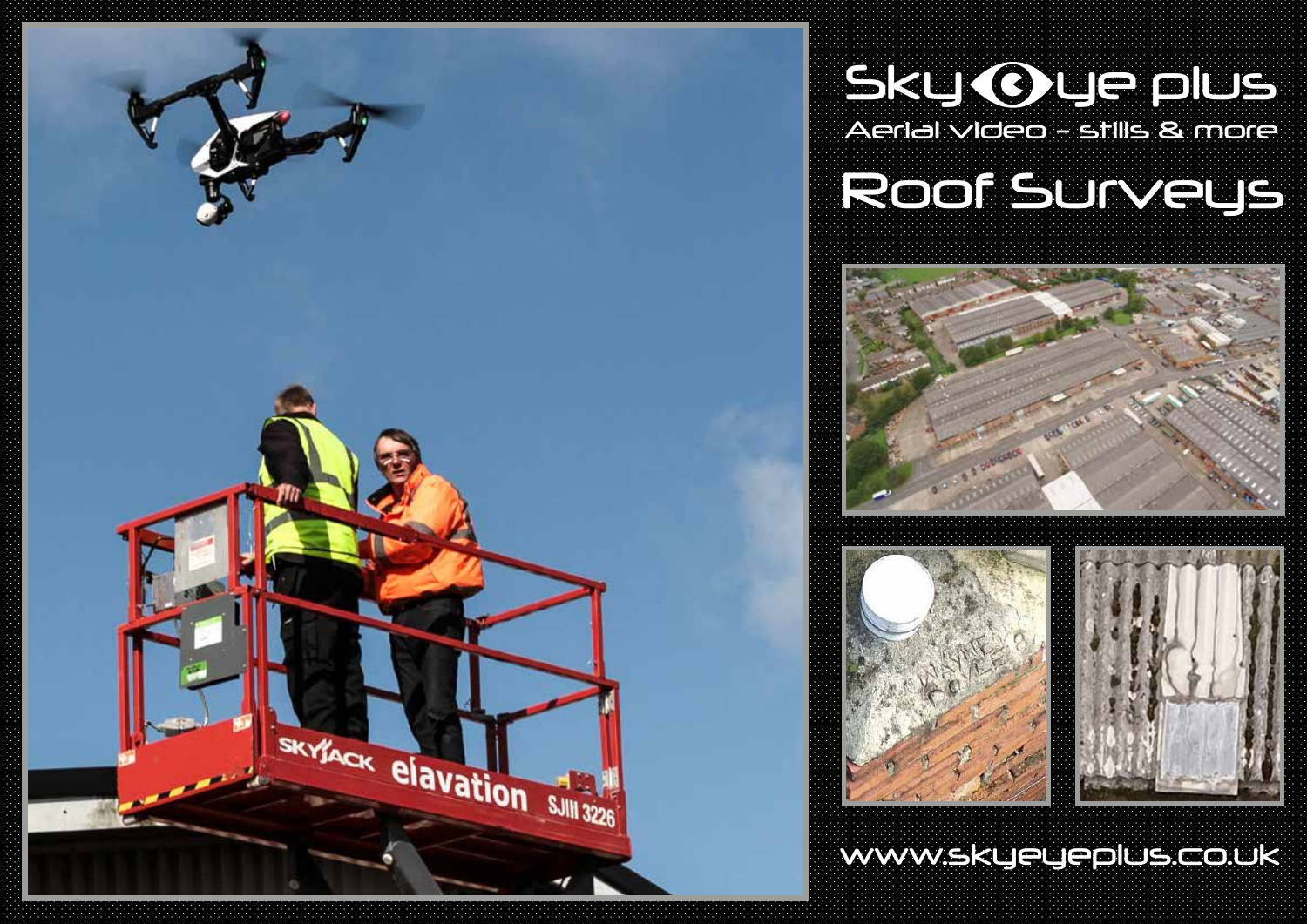# Sky Eye plus

Aerial video - stills & more

## Roof Surveys

www.skyeyeplus.co.uk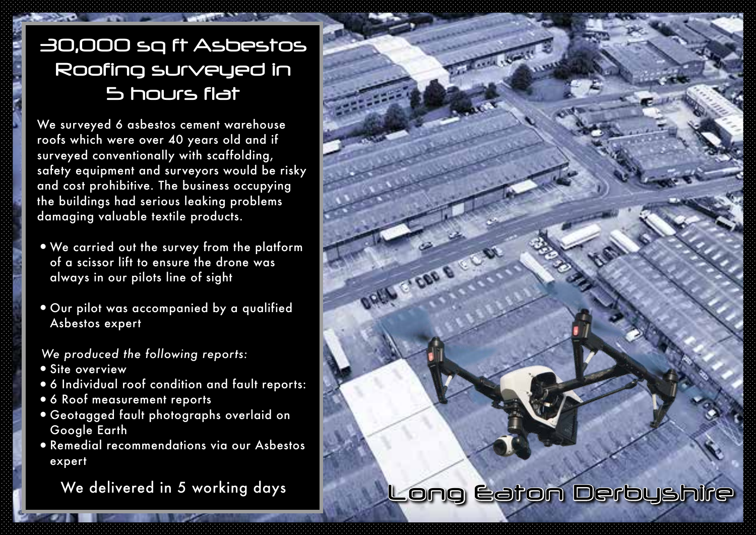# 30,000 sq ft Asbestos Roofing surveyed in 5 hours flat

We surveyed 6 asbestos cement warehouse roofs which were over 40 years old and if surveyed conventionally with scaffolding, safety equipment and surveyors would be risky and cost prohibitive. The business occupying the buildings had serious leaking problems damaging valuable textile products.

- We carried out the survey from the platform of a scissor lift to ensure the drone was always in our pilots line of sight
- Our pilot was accompanied by a qualified Asbestos expert

*We produced the following reports:*

- Site overview
- 6 Individual roof condition and fault reports:
- 6 Roof measurement reports
- Geotagged fault photographs overlaid on Google Earth
- Remedial recommendations via our Asbestos expert

We delivered in 5 working days

Long Eaton Derbyshire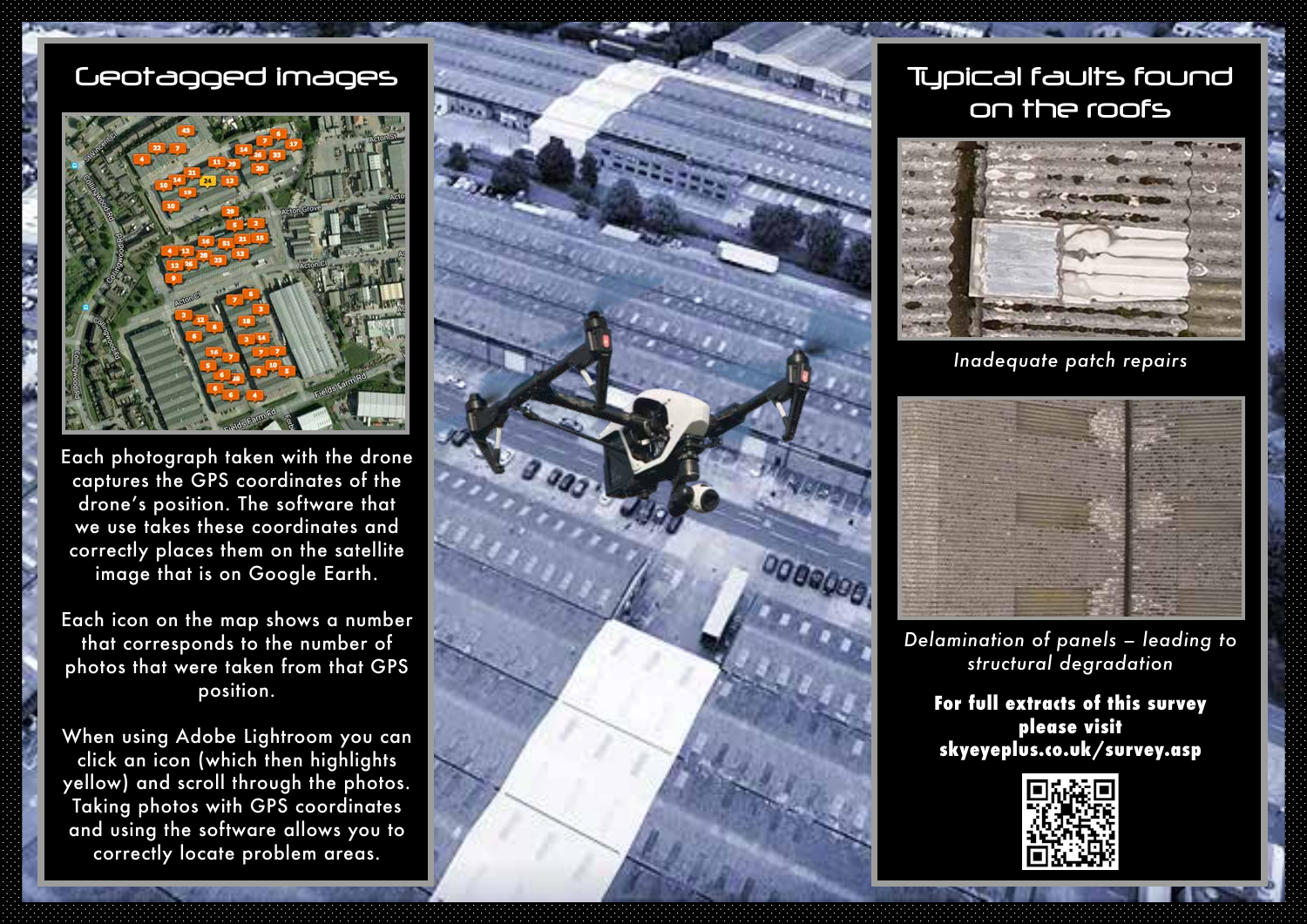## Geotagged images

Each photograph taken with the drone captures the GPS coordinates of the drone's position. The software that we use takes these coordinates and correctly places them on the satellite image that is on Google Earth.

Each icon on the map shows a number that corresponds to the number of photos that were taken from that GPS position.

When using Adobe Lightroom you can click an icon (which then highlights yellow) and scroll through the photos. Taking photos with GPS coordinates and using the software allows you to correctly locate problem areas.

## Typical faults found on the roofs

*Inadequate patch repairs*

*Delamination of panels – leading to structural degradation*

**For full extracts of this survey please visit skyeyeplus.co.uk/survey.asp**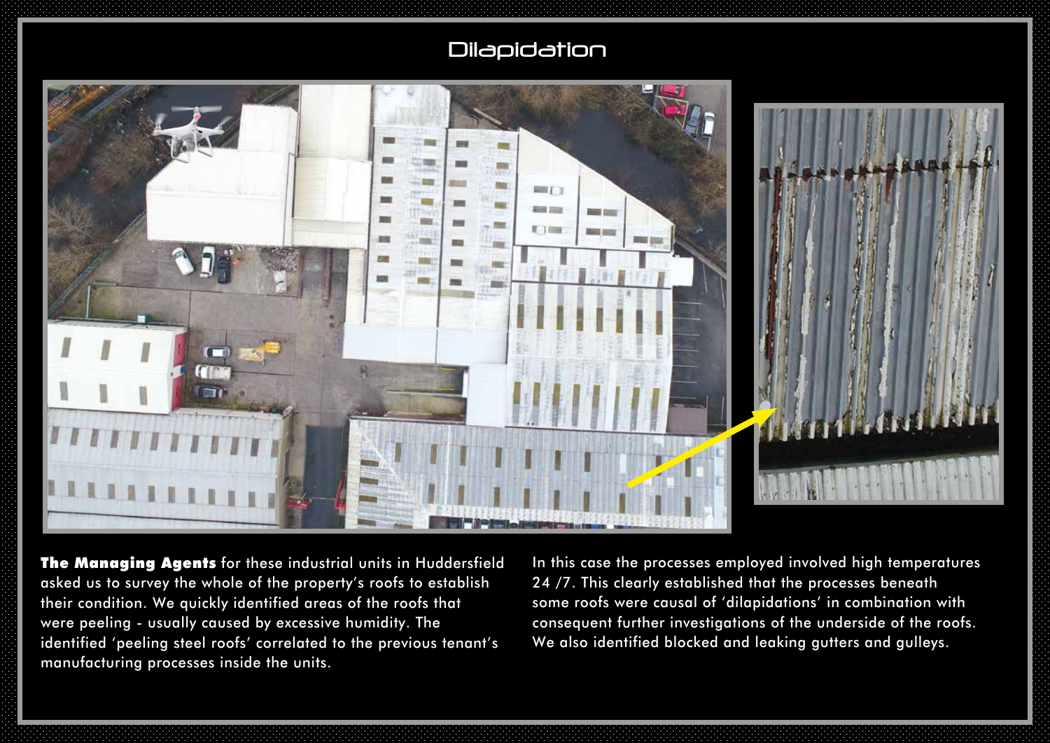# Dilapidation

**The Managing Agents** for these industrial units in Huddersfield asked us to survey the whole of the property's roofs to establish their condition. We quickly identified areas of the roofs that were peeling - usually caused by excessive humidity. The identified 'peeling steel roofs' correlated to the previous tenant's manufacturing processes inside the units.

In this case the processes employed involved high temperatures 24 /7. This clearly established that the processes beneath some roofs were causal of 'dilapidations' in combination with consequent further investigations of the underside of the roofs. We also identified blocked and leaking gutters and gulleys.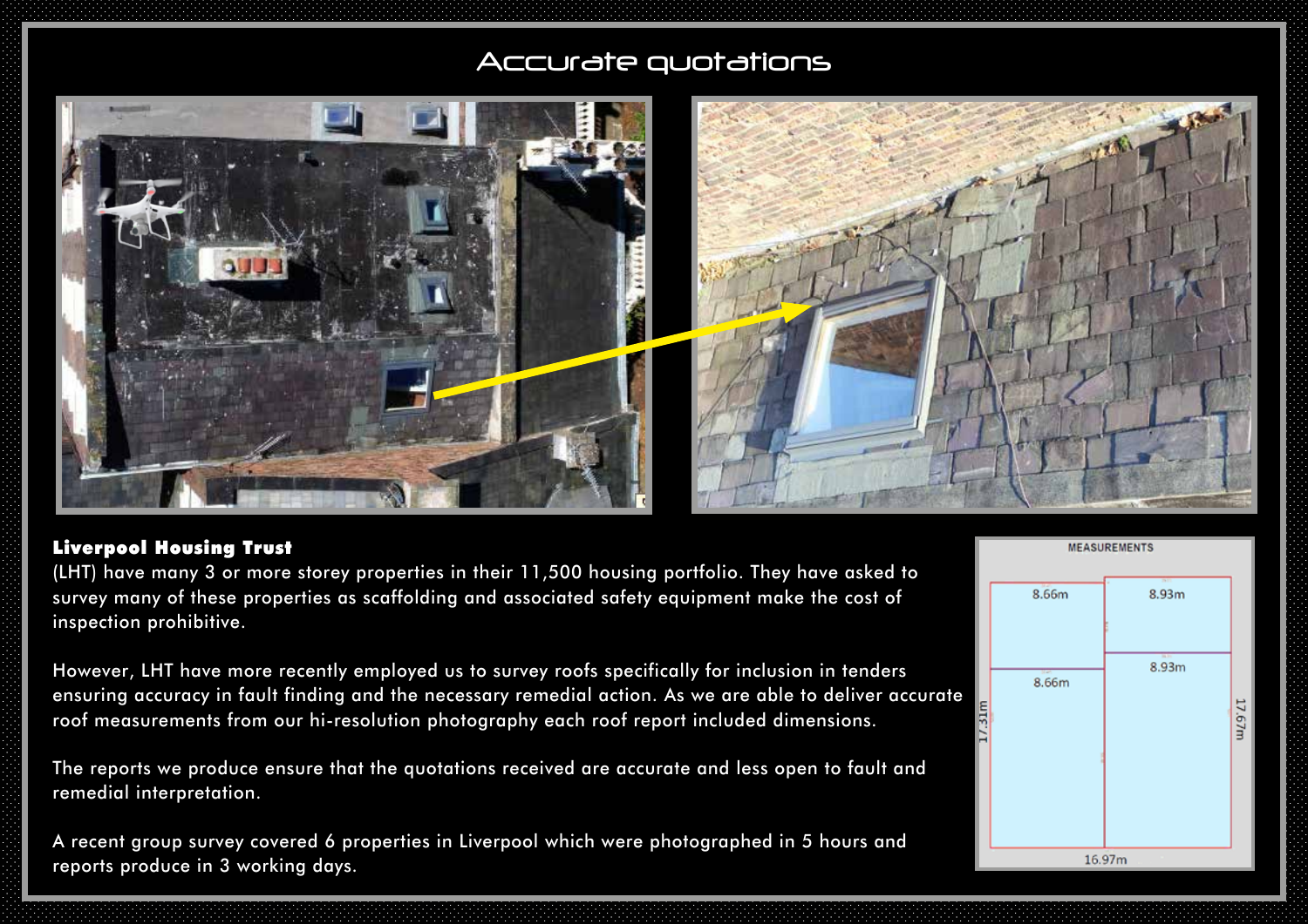# Accurate quotations

**Liverpool Housing Trust**
(LHT) have many 3 or more storey properties in their 11,500 housing portfolio. They have asked to survey many of these properties as scaffolding and associated safety equipment make the cost of inspection prohibitive.

However, LHT have more recently employed us to survey roofs specifically for inclusion in tenders ensuring accuracy in fault finding and the necessary remedial action. As we are able to deliver accurate roof measurements from our hi-resolution photography each roof report included dimensions.

The reports we produce ensure that the quotations received are accurate and less open to fault and remedial interpretation.

A recent group survey covered 6 properties in Liverpool which were photographed in 5 hours and reports produce in 3 working days.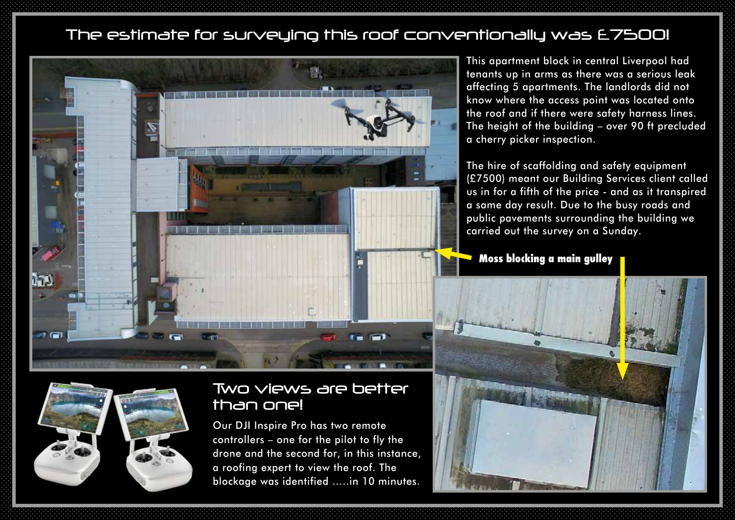# The estimate for surveying this roof conventionally was £7500!

This apartment block in central Liverpool had tenants up in arms as there was a serious leak affecting 5 apartments. The landlords did not know where the access point was located onto the roof and if there were safety harness lines. The height of the building – over 90 ft precluded a cherry picker inspection.

The hire of scaffolding and safety equipment (£7500) meant our Building Services client called us in for a fifth of the price - and as it transpired a same day result. Due to the busy roads and public pavements surrounding the building we carried out the survey on a Sunday.

**Moss blocking a main gulley**

## Two views are better than one!

Our DJI Inspire Pro has two remote controllers – one for the pilot to fly the drone and the second for, in this instance, a roofing expert to view the roof. The blockage was identified .....in 10 minutes.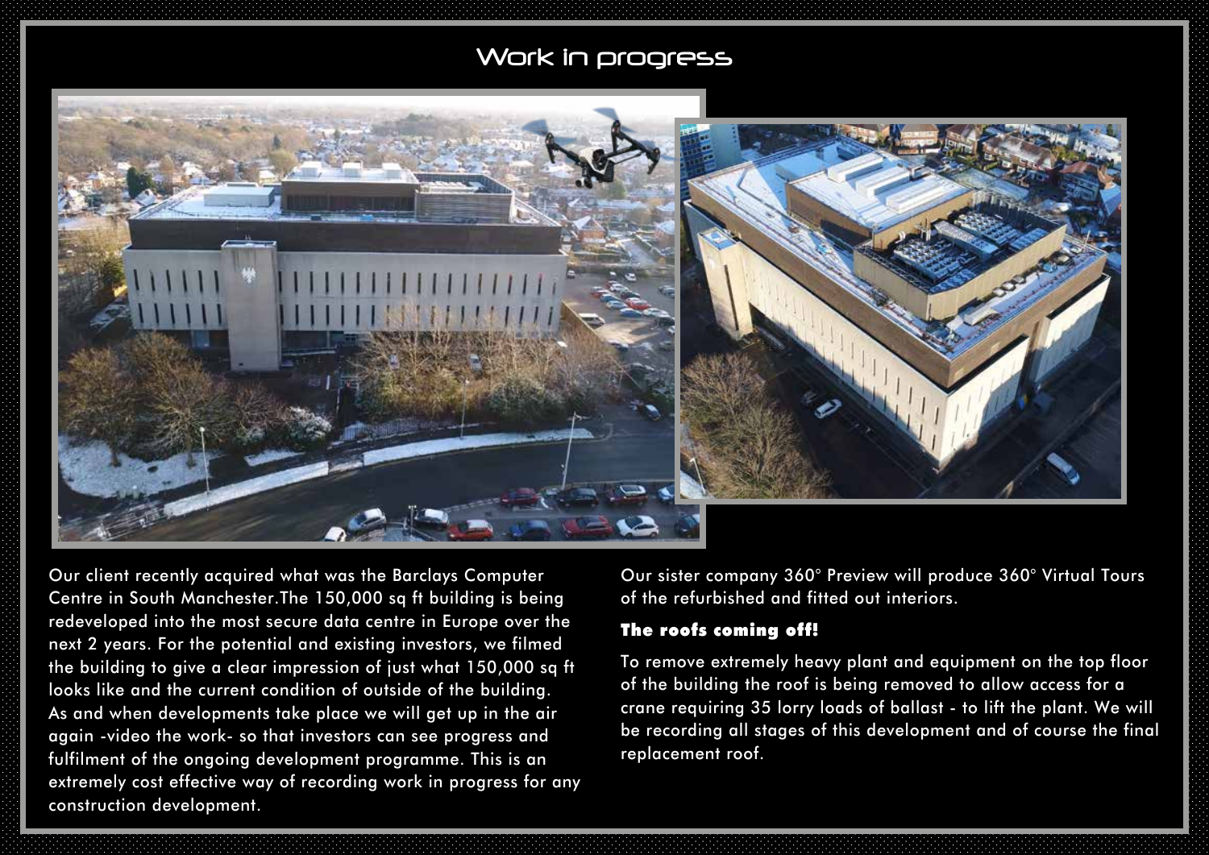# Work in progress

Our client recently acquired what was the Barclays Computer Centre in South Manchester.The 150,000 sq ft building is being redeveloped into the most secure data centre in Europe over the next 2 years. For the potential and existing investors, we filmed the building to give a clear impression of just what 150,000 sq ft looks like and the current condition of outside of the building. As and when developments take place we will get up in the air again -video the work- so that investors can see progress and fulfilment of the ongoing development programme. This is an extremely cost effective way of recording work in progress for any construction development.

Our sister company 360° Preview will produce 360° Virtual Tours of the refurbished and fitted out interiors.

### The roofs coming off!

To remove extremely heavy plant and equipment on the top floor of the building the roof is being removed to allow access for a crane requiring 35 lorry loads of ballast - to lift the plant. We will be recording all stages of this development and of course the final replacement roof.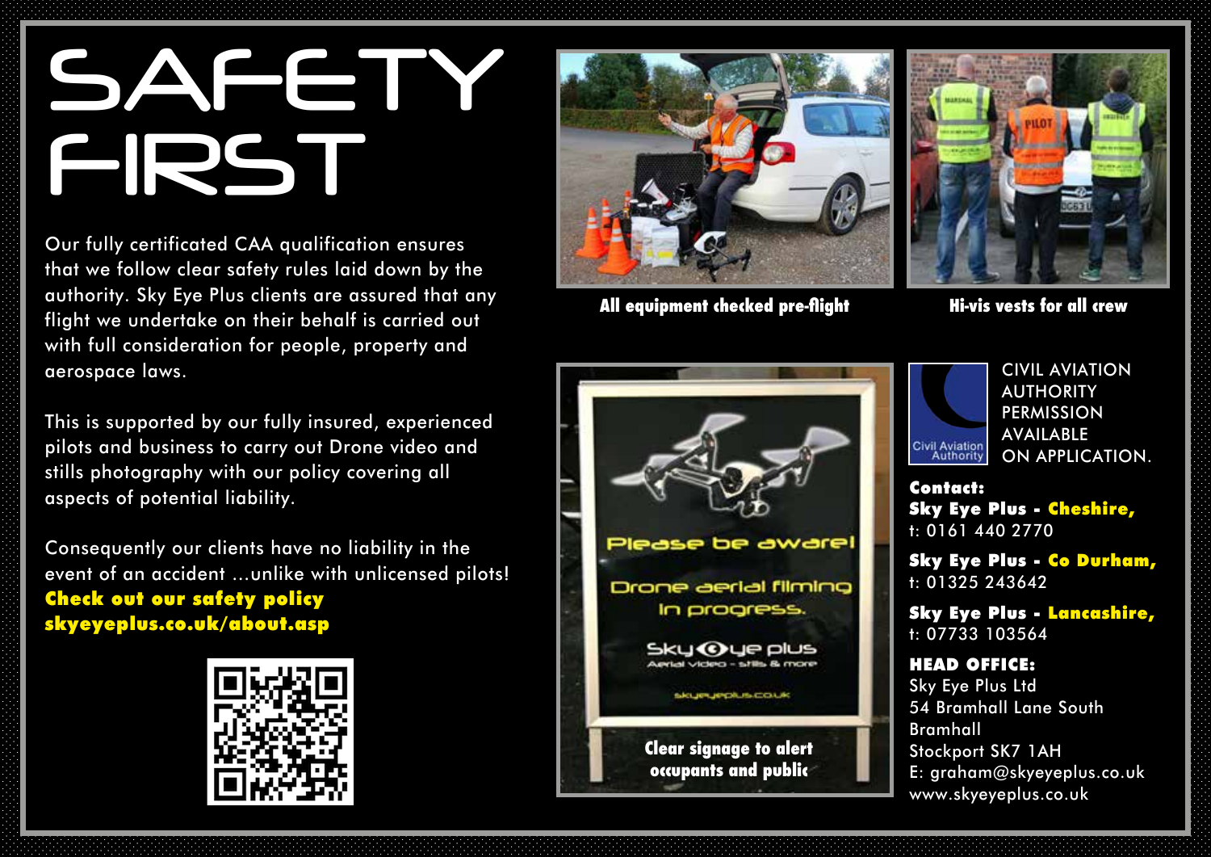# SAFETY FIRST

Our fully certificated CAA qualification ensures that we follow clear safety rules laid down by the authority. Sky Eye Plus clients are assured that any flight we undertake on their behalf is carried out with full consideration for people, property and aerospace laws.

This is supported by our fully insured, experienced pilots and business to carry out Drone video and stills photography with our policy covering all aspects of potential liability.

Consequently our clients have no liability in the event of an accident ...unlike with unlicensed pilots!

**Check out our safety policy**
**skyeyeplus.co.uk/about.asp**

**All equipment checked pre-flight**

**Hi-vis vests for all crew**

**Clear signage to alert occupants and public**

CIVIL AVIATION AUTHORITY PERMISSION AVAILABLE ON APPLICATION.

**Contact:**

**Sky Eye Plus - Cheshire,**
t: 0161 440 2770

**Sky Eye Plus - Co Durham,**
t: 01325 243642

**Sky Eye Plus - Lancashire,**
t: 07733 103564

**HEAD OFFICE:**
Sky Eye Plus Ltd
54 Bramhall Lane South
Bramhall
Stockport SK7 1AH
E: graham@skyeyeplus.co.uk
www.skyeyeplus.co.uk